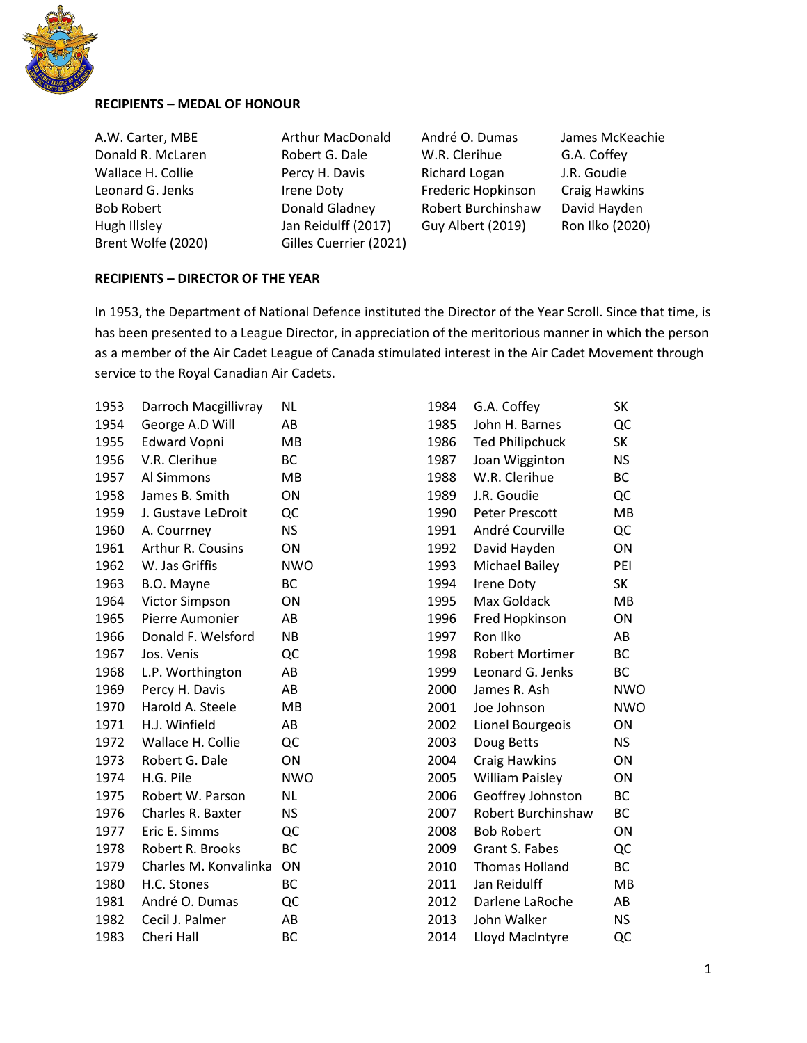**RECIPIENTS – MEDAL OF HONOUR**

| | | | |
|---|---|---|---|
| A.W. Carter, MBE | Arthur MacDonald | André O. Dumas | James McKeachie |
| Donald R. McLaren | Robert G. Dale | W.R. Clerihue | G.A. Coffey |
| Wallace H. Collie | Percy H. Davis | Richard Logan | J.R. Goudie |
| Leonard G. Jenks | Irene Doty | Frederic Hopkinson | Craig Hawkins |
| Bob Robert | Donald Gladney | Robert Burchinshaw | David Hayden |
| Hugh Illsley | Jan Reidulff (2017) | Guy Albert (2019) | Ron Ilko (2020) |
| Brent Wolfe (2020) | Gilles Cuerrier (2021) | | |

**RECIPIENTS – DIRECTOR OF THE YEAR**

In 1953, the Department of National Defence instituted the Director of the Year Scroll. Since that time, is has been presented to a League Director, in appreciation of the meritorious manner in which the person as a member of the Air Cadet League of Canada stimulated interest in the Air Cadet Movement through service to the Royal Canadian Air Cadets.

| Year | Name | Province |
|---|---|---|
| 1953 | Darroch Macgillivray | NL |
| 1954 | George A.D Will | AB |
| 1955 | Edward Vopni | MB |
| 1956 | V.R. Clerihue | BC |
| 1957 | Al Simmons | MB |
| 1958 | James B. Smith | ON |
| 1959 | J. Gustave LeDroit | QC |
| 1960 | A. Courrney | NS |
| 1961 | Arthur R. Cousins | ON |
| 1962 | W. Jas Griffis | NWO |
| 1963 | B.O. Mayne | BC |
| 1964 | Victor Simpson | ON |
| 1965 | Pierre Aumonier | AB |
| 1966 | Donald F. Welsford | NB |
| 1967 | Jos. Venis | QC |
| 1968 | L.P. Worthington | AB |
| 1969 | Percy H. Davis | AB |
| 1970 | Harold A. Steele | MB |
| 1971 | H.J. Winfield | AB |
| 1972 | Wallace H. Collie | QC |
| 1973 | Robert G. Dale | ON |
| 1974 | H.G. Pile | NWO |
| 1975 | Robert W. Parson | NL |
| 1976 | Charles R. Baxter | NS |
| 1977 | Eric E. Simms | QC |
| 1978 | Robert R. Brooks | BC |
| 1979 | Charles M. Konvalinka | ON |
| 1980 | H.C. Stones | BC |
| 1981 | André O. Dumas | QC |
| 1982 | Cecil J. Palmer | AB |
| 1983 | Cheri Hall | BC |
| 1984 | G.A. Coffey | SK |
| 1985 | John H. Barnes | QC |
| 1986 | Ted Philipchuck | SK |
| 1987 | Joan Wigginton | NS |
| 1988 | W.R. Clerihue | BC |
| 1989 | J.R. Goudie | QC |
| 1990 | Peter Prescott | MB |
| 1991 | André Courville | QC |
| 1992 | David Hayden | ON |
| 1993 | Michael Bailey | PEI |
| 1994 | Irene Doty | SK |
| 1995 | Max Goldack | MB |
| 1996 | Fred Hopkinson | ON |
| 1997 | Ron Ilko | AB |
| 1998 | Robert Mortimer | BC |
| 1999 | Leonard G. Jenks | BC |
| 2000 | James R. Ash | NWO |
| 2001 | Joe Johnson | NWO |
| 2002 | Lionel Bourgeois | ON |
| 2003 | Doug Betts | NS |
| 2004 | Craig Hawkins | ON |
| 2005 | William Paisley | ON |
| 2006 | Geoffrey Johnston | BC |
| 2007 | Robert Burchinshaw | BC |
| 2008 | Bob Robert | ON |
| 2009 | Grant S. Fabes | QC |
| 2010 | Thomas Holland | BC |
| 2011 | Jan Reidulff | MB |
| 2012 | Darlene LaRoche | AB |
| 2013 | John Walker | NS |
| 2014 | Lloyd MacIntyre | QC |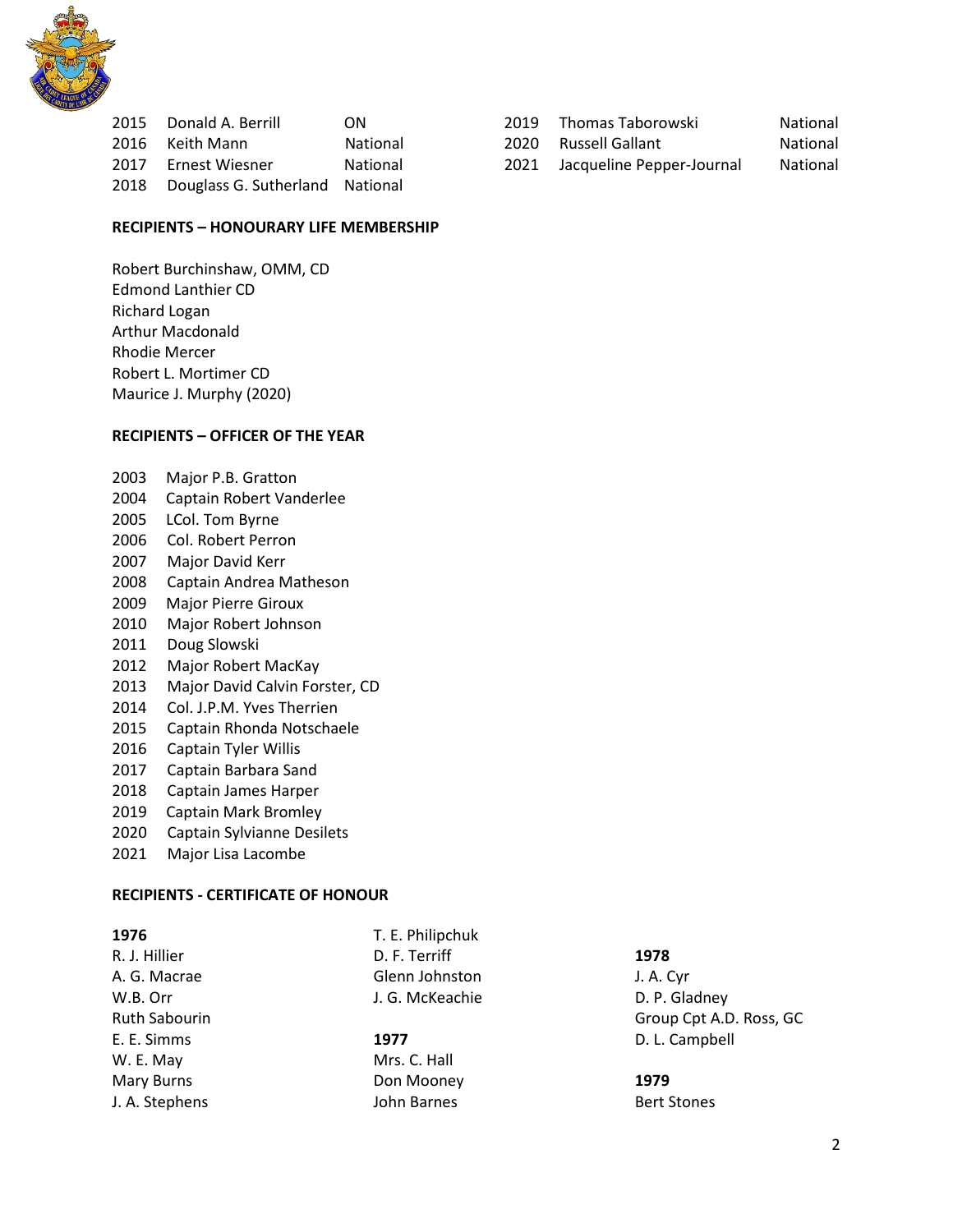| | | |
|---|---|---|
| 2015 | Donald A. Berrill | ON |
| 2016 | Keith Mann | National |
| 2017 | Ernest Wiesner | National |
| 2018 | Douglass G. Sutherland | National |
| 2019 | Thomas Taborowski | National |
| 2020 | Russell Gallant | National |
| 2021 | Jacqueline Pepper-Journal | National |

**RECIPIENTS – HONOURARY LIFE MEMBERSHIP**

Robert Burchinshaw, OMM, CD
Edmond Lanthier CD
Richard Logan
Arthur Macdonald
Rhodie Mercer
Robert L. Mortimer CD
Maurice J. Murphy (2020)

**RECIPIENTS – OFFICER OF THE YEAR**

2003 Major P.B. Gratton
2004 Captain Robert Vanderlee
2005 LCol. Tom Byrne
2006 Col. Robert Perron
2007 Major David Kerr
2008 Captain Andrea Matheson
2009 Major Pierre Giroux
2010 Major Robert Johnson
2011 Doug Slowski
2012 Major Robert MacKay
2013 Major David Calvin Forster, CD
2014 Col. J.P.M. Yves Therrien
2015 Captain Rhonda Notschaele
2016 Captain Tyler Willis
2017 Captain Barbara Sand
2018 Captain James Harper
2019 Captain Mark Bromley
2020 Captain Sylvianne Desilets
2021 Major Lisa Lacombe

**RECIPIENTS - CERTIFICATE OF HONOUR**

**1976**
R. J. Hillier
A. G. Macrae
W.B. Orr
Ruth Sabourin
E. E. Simms
W. E. May
Mary Burns
J. A. Stephens
T. E. Philipchuk
D. F. Terriff
Glenn Johnston
J. G. McKeachie

**1977**
Mrs. C. Hall
Don Mooney
John Barnes

**1978**
J. A. Cyr
D. P. Gladney
Group Cpt A.D. Ross, GC
D. L. Campbell

**1979**
Bert Stones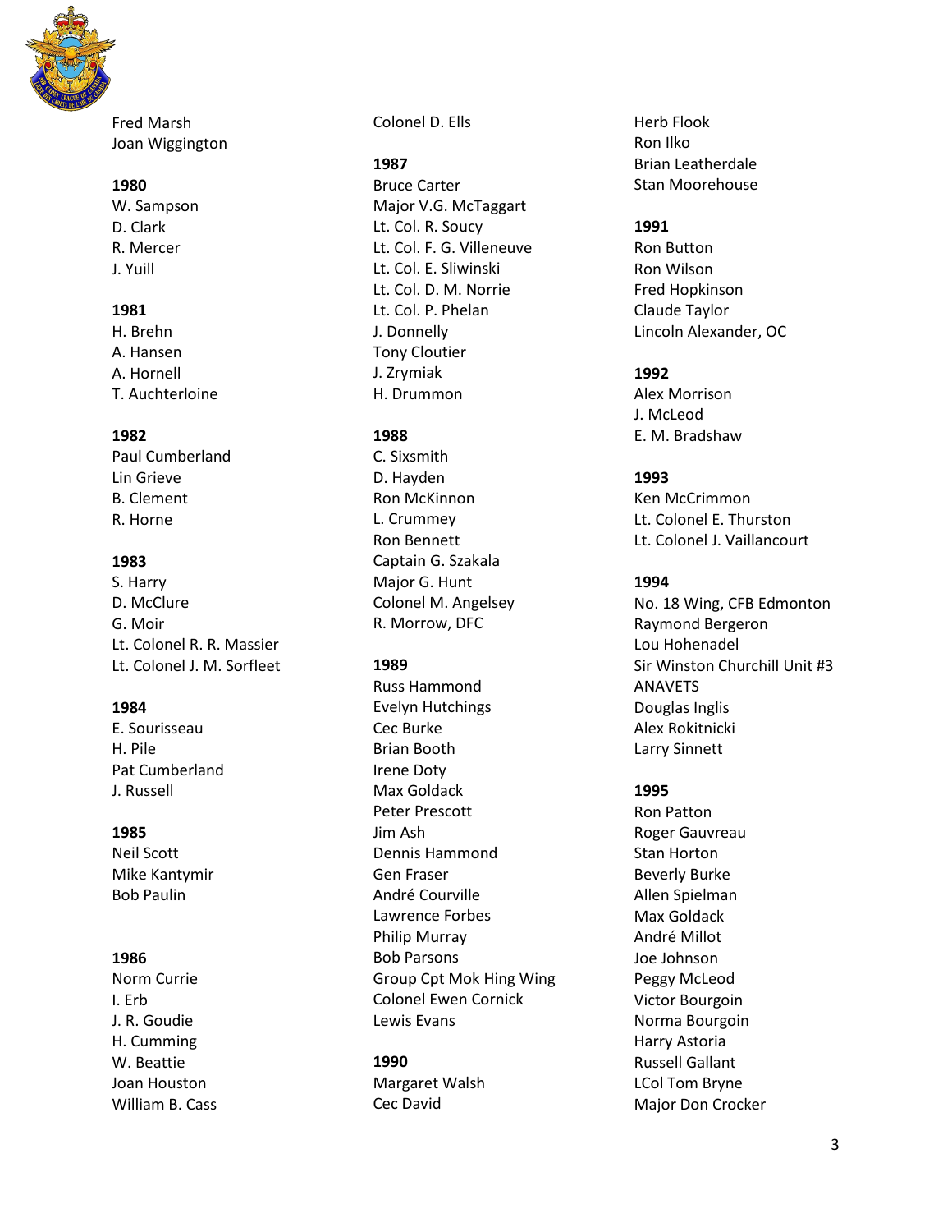Fred Marsh
Joan Wiggington

**1980**
W. Sampson
D. Clark
R. Mercer
J. Yuill

**1981**
H. Brehn
A. Hansen
A. Hornell
T. Auchterloine

**1982**
Paul Cumberland
Lin Grieve
B. Clement
R. Horne

**1983**
S. Harry
D. McClure
G. Moir
Lt. Colonel R. R. Massier
Lt. Colonel J. M. Sorfleet

**1984**
E. Sourisseau
H. Pile
Pat Cumberland
J. Russell

**1985**
Neil Scott
Mike Kantymir
Bob Paulin

**1986**
Norm Currie
I. Erb
J. R. Goudie
H. Cumming
W. Beattie
Joan Houston
William B. Cass
Colonel D. Ells

**1987**
Bruce Carter
Major V.G. McTaggart
Lt. Col. R. Soucy
Lt. Col. F. G. Villeneuve
Lt. Col. E. Sliwinski
Lt. Col. D. M. Norrie
Lt. Col. P. Phelan
J. Donnelly
Tony Cloutier
J. Zrymiak
H. Drummon

**1988**
C. Sixsmith
D. Hayden
Ron McKinnon
L. Crummey
Ron Bennett
Captain G. Szakala
Major G. Hunt
Colonel M. Angelsey
R. Morrow, DFC

**1989**
Russ Hammond
Evelyn Hutchings
Cec Burke
Brian Booth
Irene Doty
Max Goldack
Peter Prescott
Jim Ash
Dennis Hammond
Gen Fraser
André Courville
Lawrence Forbes
Philip Murray
Bob Parsons
Group Cpt Mok Hing Wing
Colonel Ewen Cornick
Lewis Evans

**1990**
Margaret Walsh
Cec David
Herb Flook
Ron Ilko
Brian Leatherdale
Stan Moorehouse

**1991**
Ron Button
Ron Wilson
Fred Hopkinson
Claude Taylor
Lincoln Alexander, OC

**1992**
Alex Morrison
J. McLeod
E. M. Bradshaw

**1993**
Ken McCrimmon
Lt. Colonel E. Thurston
Lt. Colonel J. Vaillancourt

**1994**
No. 18 Wing, CFB Edmonton
Raymond Bergeron
Lou Hohenadel
Sir Winston Churchill Unit #3 ANAVETS
Douglas Inglis
Alex Rokitnicki
Larry Sinnett

**1995**
Ron Patton
Roger Gauvreau
Stan Horton
Beverly Burke
Allen Spielman
Max Goldack
André Millot
Joe Johnson
Peggy McLeod
Victor Bourgoin
Norma Bourgoin
Harry Astoria
Russell Gallant
LCol Tom Bryne
Major Don Crocker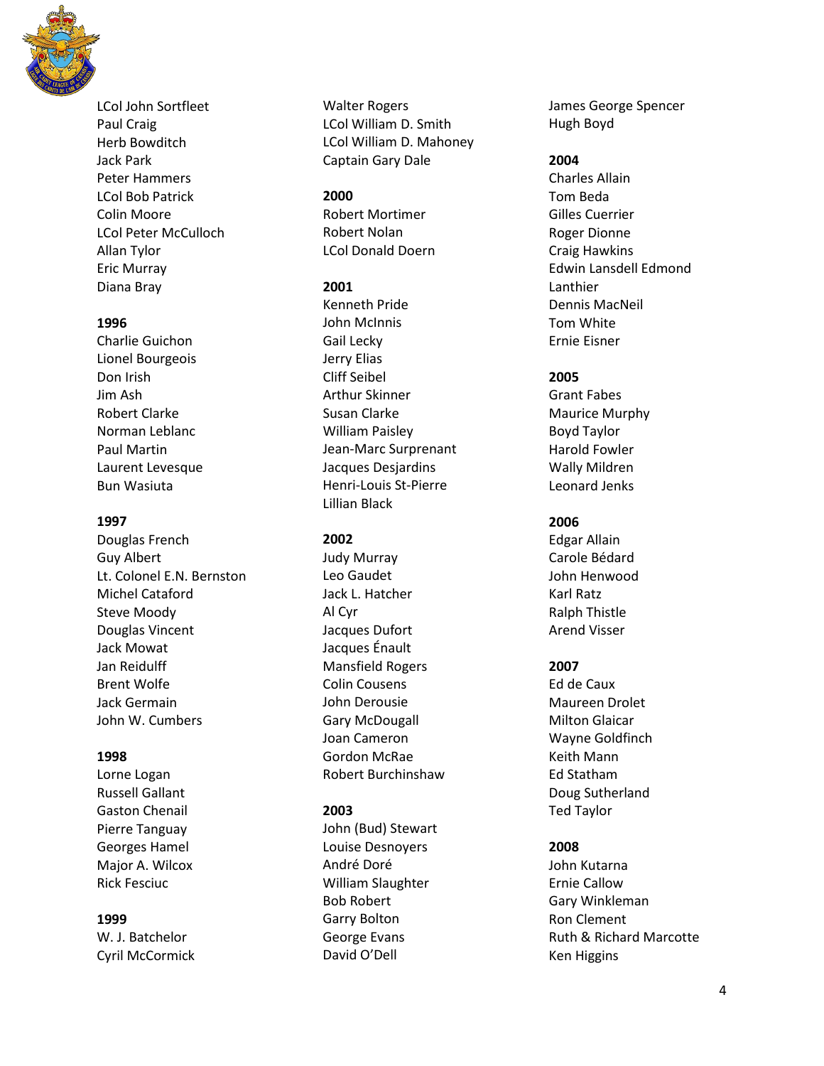LCol John Sortfleet
Paul Craig
Herb Bowditch
Jack Park
Peter Hammers
LCol Bob Patrick
Colin Moore
LCol Peter McCulloch
Allan Tylor
Eric Murray
Diana Bray

**1996**

Charlie Guichon
Lionel Bourgeois
Don Irish
Jim Ash
Robert Clarke
Norman Leblanc
Paul Martin
Laurent Levesque
Bun Wasiuta

**1997**

Douglas French
Guy Albert
Lt. Colonel E.N. Bernston
Michel Cataford
Steve Moody
Douglas Vincent
Jack Mowat
Jan Reidulff
Brent Wolfe
Jack Germain
John W. Cumbers

**1998**

Lorne Logan
Russell Gallant
Gaston Chenail
Pierre Tanguay
Georges Hamel
Major A. Wilcox
Rick Fesciuc

**1999**

W. J. Batchelor
Cyril McCormick
Walter Rogers
LCol William D. Smith
LCol William D. Mahoney
Captain Gary Dale

**2000**

Robert Mortimer
Robert Nolan
LCol Donald Doern

**2001**

Kenneth Pride
John McInnis
Gail Lecky
Jerry Elias
Cliff Seibel
Arthur Skinner
Susan Clarke
William Paisley
Jean-Marc Surprenant
Jacques Desjardins
Henri-Louis St-Pierre
Lillian Black

**2002**

Judy Murray
Leo Gaudet
Jack L. Hatcher
Al Cyr
Jacques Dufort
Jacques Énault
Mansfield Rogers
Colin Cousens
John Derousie
Gary McDougall
Joan Cameron
Gordon McRae
Robert Burchinshaw

**2003**

John (Bud) Stewart
Louise Desnoyers
André Doré
William Slaughter
Bob Robert
Garry Bolton
George Evans
David O'Dell
James George Spencer
Hugh Boyd

**2004**

Charles Allain
Tom Beda
Gilles Cuerrier
Roger Dionne
Craig Hawkins
Edwin Lansdell Edmond
Lanthier
Dennis MacNeil
Tom White
Ernie Eisner

**2005**

Grant Fabes
Maurice Murphy
Boyd Taylor
Harold Fowler
Wally Mildren
Leonard Jenks

**2006**

Edgar Allain
Carole Bédard
John Henwood
Karl Ratz
Ralph Thistle
Arend Visser

**2007**

Ed de Caux
Maureen Drolet
Milton Glaicar
Wayne Goldfinch
Keith Mann
Ed Statham
Doug Sutherland
Ted Taylor

**2008**

John Kutarna
Ernie Callow
Gary Winkleman
Ron Clement
Ruth & Richard Marcotte
Ken Higgins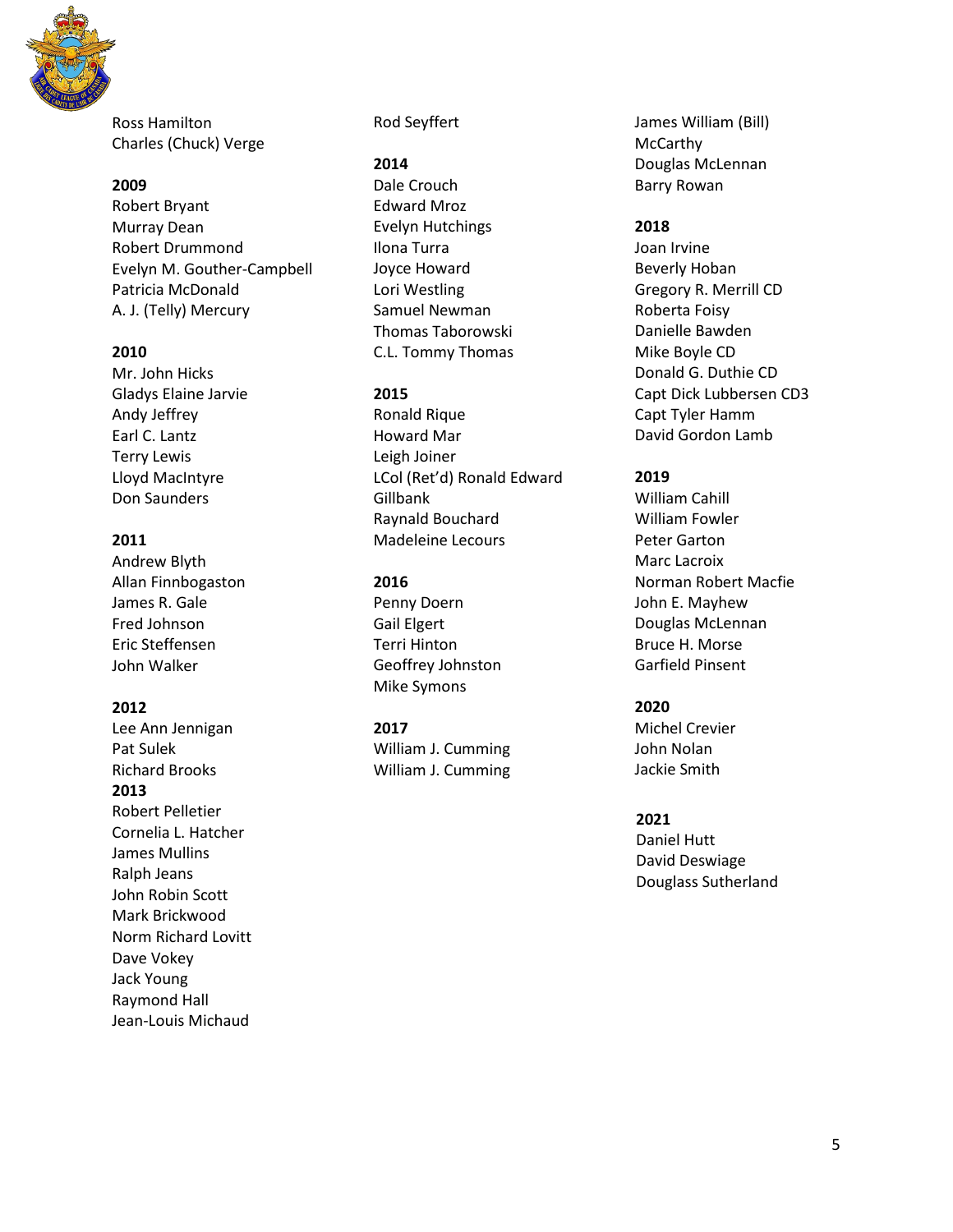Ross Hamilton
Charles (Chuck) Verge

**2009**
Robert Bryant
Murray Dean
Robert Drummond
Evelyn M. Gouther-Campbell
Patricia McDonald
A. J. (Telly) Mercury

**2010**
Mr. John Hicks
Gladys Elaine Jarvie
Andy Jeffrey
Earl C. Lantz
Terry Lewis
Lloyd MacIntyre
Don Saunders

**2011**
Andrew Blyth
Allan Finnbogaston
James R. Gale
Fred Johnson
Eric Steffensen
John Walker

**2012**
Lee Ann Jennigan
Pat Sulek
Richard Brooks

**2013**
Robert Pelletier
Cornelia L. Hatcher
James Mullins
Ralph Jeans
John Robin Scott
Mark Brickwood
Norm Richard Lovitt
Dave Vokey
Jack Young
Raymond Hall
Jean-Louis Michaud
Rod Seyffert

**2014**
Dale Crouch
Edward Mroz
Evelyn Hutchings
Ilona Turra
Joyce Howard
Lori Westling
Samuel Newman
Thomas Taborowski
C.L. Tommy Thomas

**2015**
Ronald Rique
Howard Mar
Leigh Joiner
LCol (Ret'd) Ronald Edward Gillbank
Raynald Bouchard
Madeleine Lecours

**2016**
Penny Doern
Gail Elgert
Terri Hinton
Geoffrey Johnston
Mike Symons

**2017**
William J. Cumming
William J. Cumming
James William (Bill) McCarthy
Douglas McLennan
Barry Rowan

**2018**
Joan Irvine
Beverly Hoban
Gregory R. Merrill CD
Roberta Foisy
Danielle Bawden
Mike Boyle CD
Donald G. Duthie CD
Capt Dick Lubbersen CD3
Capt Tyler Hamm
David Gordon Lamb

**2019**
William Cahill
William Fowler
Peter Garton
Marc Lacroix
Norman Robert Macfie
John E. Mayhew
Douglas McLennan
Bruce H. Morse
Garfield Pinsent

**2020**
Michel Crevier
John Nolan
Jackie Smith

**2021**
Daniel Hutt
David Deswiage
Douglass Sutherland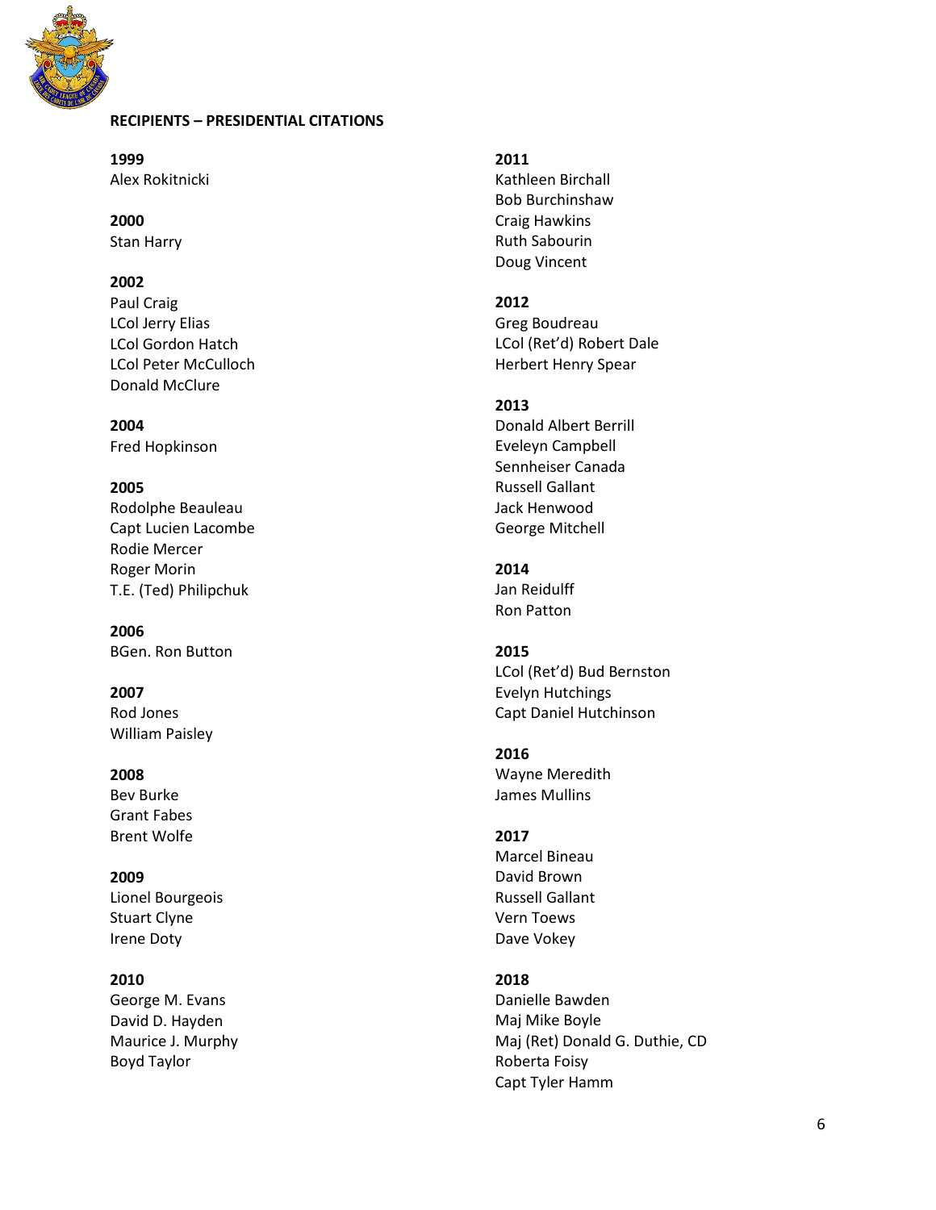**RECIPIENTS – PRESIDENTIAL CITATIONS**

**1999**
Alex Rokitnicki

**2000**
Stan Harry

**2002**
Paul Craig
LCol Jerry Elias
LCol Gordon Hatch
LCol Peter McCulloch
Donald McClure

**2004**
Fred Hopkinson

**2005**
Rodolphe Beauleau
Capt Lucien Lacombe
Rodie Mercer
Roger Morin
T.E. (Ted) Philipchuk

**2006**
BGen. Ron Button

**2007**
Rod Jones
William Paisley

**2008**
Bev Burke
Grant Fabes
Brent Wolfe

**2009**
Lionel Bourgeois
Stuart Clyne
Irene Doty

**2010**
George M. Evans
David D. Hayden
Maurice J. Murphy
Boyd Taylor

**2011**
Kathleen Birchall
Bob Burchinshaw
Craig Hawkins
Ruth Sabourin
Doug Vincent

**2012**
Greg Boudreau
LCol (Ret'd) Robert Dale
Herbert Henry Spear

**2013**
Donald Albert Berrill
Eveleyn Campbell
Sennheiser Canada
Russell Gallant
Jack Henwood
George Mitchell

**2014**
Jan Reidulff
Ron Patton

**2015**
LCol (Ret'd) Bud Bernston
Evelyn Hutchings
Capt Daniel Hutchinson

**2016**
Wayne Meredith
James Mullins

**2017**
Marcel Bineau
David Brown
Russell Gallant
Vern Toews
Dave Vokey

**2018**
Danielle Bawden
Maj Mike Boyle
Maj (Ret) Donald G. Duthie, CD
Roberta Foisy
Capt Tyler Hamm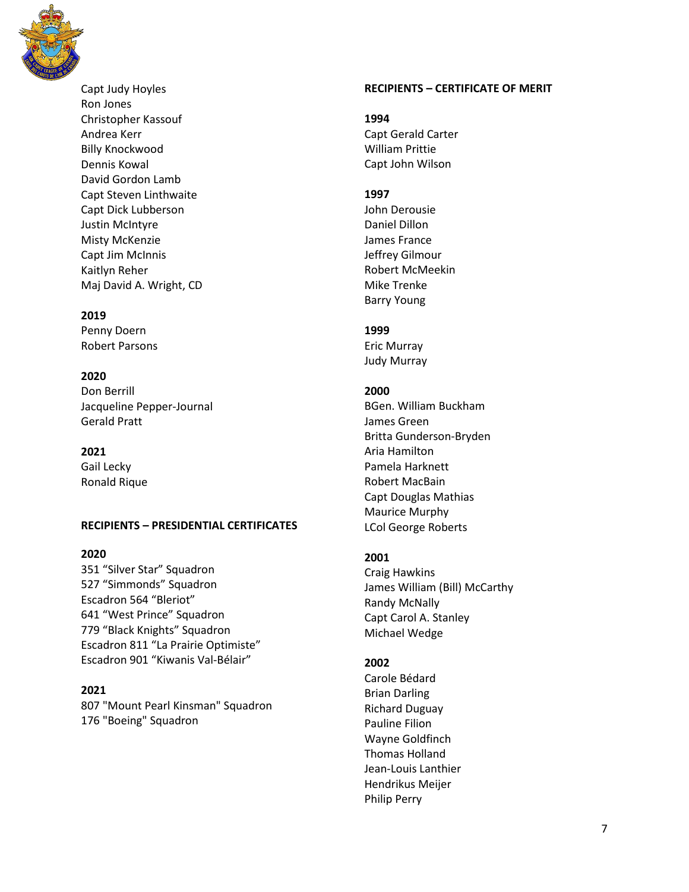Capt Judy Hoyles
Ron Jones
Christopher Kassouf
Andrea Kerr
Billy Knockwood
Dennis Kowal
David Gordon Lamb
Capt Steven Linthwaite
Capt Dick Lubberson
Justin McIntyre
Misty McKenzie
Capt Jim McInnis
Kaitlyn Reher
Maj David A. Wright, CD

**2019**
Penny Doern
Robert Parsons

**2020**
Don Berrill
Jacqueline Pepper-Journal
Gerald Pratt

**2021**
Gail Lecky
Ronald Rique

**RECIPIENTS – PRESIDENTIAL CERTIFICATES**

**2020**
351 "Silver Star" Squadron
527 "Simmonds" Squadron
Escadron 564 "Bleriot"
641 "West Prince" Squadron
779 "Black Knights" Squadron
Escadron 811 "La Prairie Optimiste"
Escadron 901 "Kiwanis Val-Bélair"

**2021**
807 "Mount Pearl Kinsman" Squadron
176 "Boeing" Squadron

**RECIPIENTS – CERTIFICATE OF MERIT**

**1994**
Capt Gerald Carter
William Prittie
Capt John Wilson

**1997**
John Derousie
Daniel Dillon
James France
Jeffrey Gilmour
Robert McMeekin
Mike Trenke
Barry Young

**1999**
Eric Murray
Judy Murray

**2000**
BGen. William Buckham
James Green
Britta Gunderson-Bryden
Aria Hamilton
Pamela Harknett
Robert MacBain
Capt Douglas Mathias
Maurice Murphy
LCol George Roberts

**2001**
Craig Hawkins
James William (Bill) McCarthy
Randy McNally
Capt Carol A. Stanley
Michael Wedge

**2002**
Carole Bédard
Brian Darling
Richard Duguay
Pauline Filion
Wayne Goldfinch
Thomas Holland
Jean-Louis Lanthier
Hendrikus Meijer
Philip Perry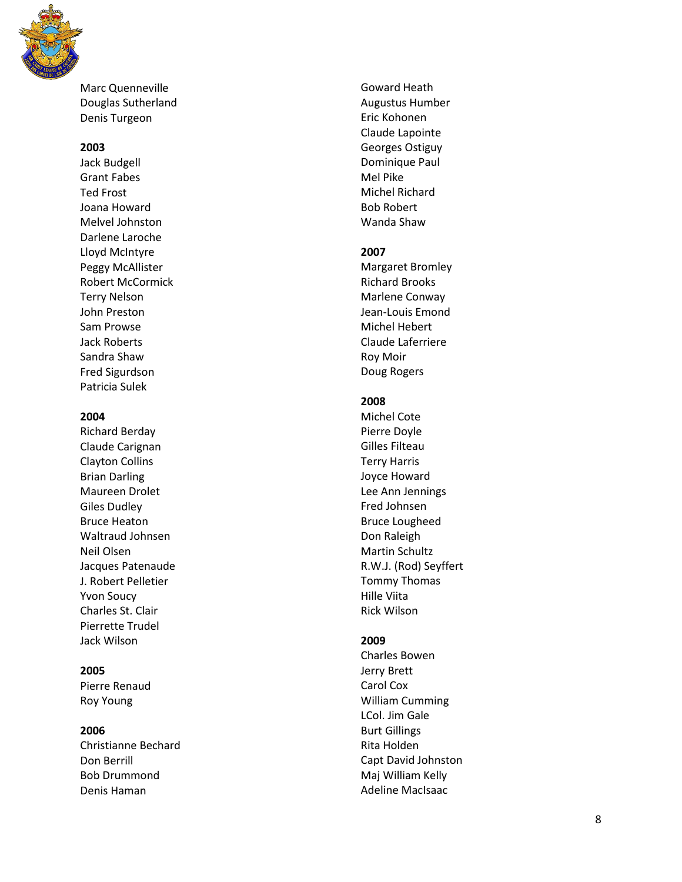Marc Quenneville
Douglas Sutherland
Denis Turgeon

**2003**

Jack Budgell
Grant Fabes
Ted Frost
Joana Howard
Melvel Johnston
Darlene Laroche
Lloyd McIntyre
Peggy McAllister
Robert McCormick
Terry Nelson
John Preston
Sam Prowse
Jack Roberts
Sandra Shaw
Fred Sigurdson
Patricia Sulek

**2004**

Richard Berday
Claude Carignan
Clayton Collins
Brian Darling
Maureen Drolet
Giles Dudley
Bruce Heaton
Waltraud Johnsen
Neil Olsen
Jacques Patenaude
J. Robert Pelletier
Yvon Soucy
Charles St. Clair
Pierrette Trudel
Jack Wilson

**2005**

Pierre Renaud
Roy Young

**2006**

Christianne Bechard
Don Berrill
Bob Drummond
Denis Haman
Goward Heath
Augustus Humber
Eric Kohonen
Claude Lapointe
Georges Ostiguy
Dominique Paul
Mel Pike
Michel Richard
Bob Robert
Wanda Shaw

**2007**

Margaret Bromley
Richard Brooks
Marlene Conway
Jean-Louis Emond
Michel Hebert
Claude Laferriere
Roy Moir
Doug Rogers

**2008**

Michel Cote
Pierre Doyle
Gilles Filteau
Terry Harris
Joyce Howard
Lee Ann Jennings
Fred Johnsen
Bruce Lougheed
Don Raleigh
Martin Schultz
R.W.J. (Rod) Seyffert
Tommy Thomas
Hille Viita
Rick Wilson

**2009**

Charles Bowen
Jerry Brett
Carol Cox
William Cumming
LCol. Jim Gale
Burt Gillings
Rita Holden
Capt David Johnston
Maj William Kelly
Adeline MacIsaac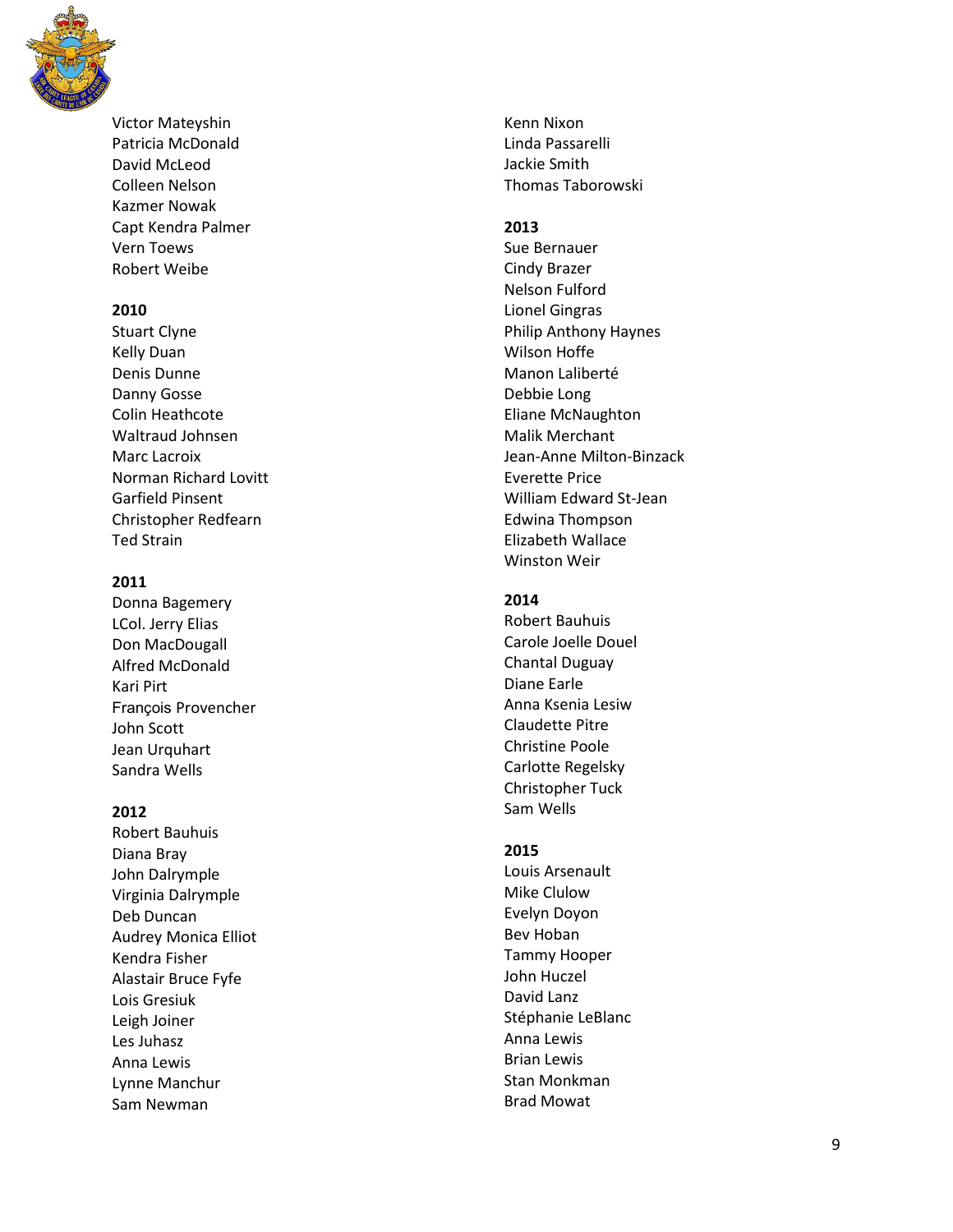Victor Mateyshin
Patricia McDonald
David McLeod
Colleen Nelson
Kazmer Nowak
Capt Kendra Palmer
Vern Toews
Robert Weibe

**2010**

Stuart Clyne
Kelly Duan
Denis Dunne
Danny Gosse
Colin Heathcote
Waltraud Johnsen
Marc Lacroix
Norman Richard Lovitt
Garfield Pinsent
Christopher Redfearn
Ted Strain

**2011**

Donna Bagemery
LCol. Jerry Elias
Don MacDougall
Alfred McDonald
Kari Pirt
François Provencher
John Scott
Jean Urquhart
Sandra Wells

**2012**

Robert Bauhuis
Diana Bray
John Dalrymple
Virginia Dalrymple
Deb Duncan
Audrey Monica Elliot
Kendra Fisher
Alastair Bruce Fyfe
Lois Gresiuk
Leigh Joiner
Les Juhasz
Anna Lewis
Lynne Manchur
Sam Newman
Kenn Nixon
Linda Passarelli
Jackie Smith
Thomas Taborowski

**2013**

Sue Bernauer
Cindy Brazer
Nelson Fulford
Lionel Gingras
Philip Anthony Haynes
Wilson Hoffe
Manon Laliberté
Debbie Long
Eliane McNaughton
Malik Merchant
Jean-Anne Milton-Binzack
Everette Price
William Edward St-Jean
Edwina Thompson
Elizabeth Wallace
Winston Weir

**2014**

Robert Bauhuis
Carole Joelle Douel
Chantal Duguay
Diane Earle
Anna Ksenia Lesiw
Claudette Pitre
Christine Poole
Carlotte Regelsky
Christopher Tuck
Sam Wells

**2015**

Louis Arsenault
Mike Clulow
Evelyn Doyon
Bev Hoban
Tammy Hooper
John Huczel
David Lanz
Stéphanie LeBlanc
Anna Lewis
Brian Lewis
Stan Monkman
Brad Mowat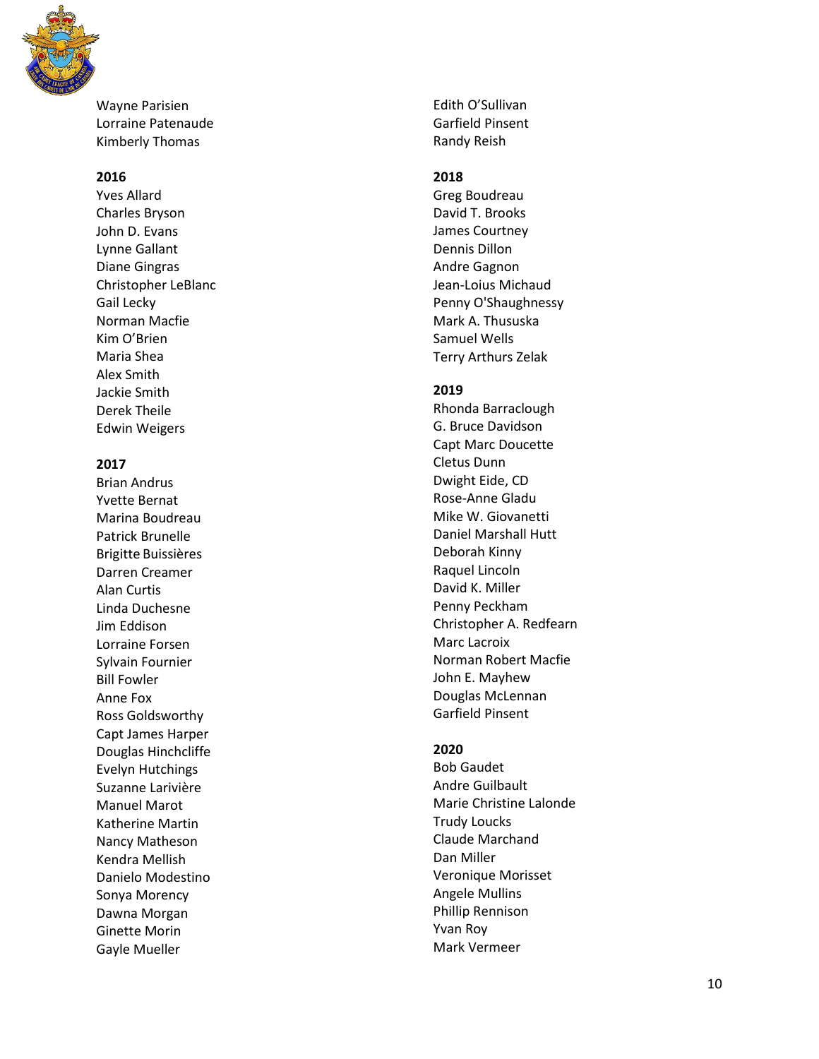Wayne Parisien
Lorraine Patenaude
Kimberly Thomas

**2016**

Yves Allard
Charles Bryson
John D. Evans
Lynne Gallant
Diane Gingras
Christopher LeBlanc
Gail Lecky
Norman Macfie
Kim O'Brien
Maria Shea
Alex Smith
Jackie Smith
Derek Theile
Edwin Weigers

**2017**

Brian Andrus
Yvette Bernat
Marina Boudreau
Patrick Brunelle
Brigitte Buissières
Darren Creamer
Alan Curtis
Linda Duchesne
Jim Eddison
Lorraine Forsen
Sylvain Fournier
Bill Fowler
Anne Fox
Ross Goldsworthy
Capt James Harper
Douglas Hinchcliffe
Evelyn Hutchings
Suzanne Larivière
Manuel Marot
Katherine Martin
Nancy Matheson
Kendra Mellish
Danielo Modestino
Sonya Morency
Dawna Morgan
Ginette Morin
Gayle Mueller
Edith O'Sullivan
Garfield Pinsent
Randy Reish

**2018**

Greg Boudreau
David T. Brooks
James Courtney
Dennis Dillon
Andre Gagnon
Jean-Loius Michaud
Penny O'Shaughnessy
Mark A. Thususka
Samuel Wells
Terry Arthurs Zelak

**2019**

Rhonda Barraclough
G. Bruce Davidson
Capt Marc Doucette
Cletus Dunn
Dwight Eide, CD
Rose-Anne Gladu
Mike W. Giovanetti
Daniel Marshall Hutt
Deborah Kinny
Raquel Lincoln
David K. Miller
Penny Peckham
Christopher A. Redfearn
Marc Lacroix
Norman Robert Macfie
John E. Mayhew
Douglas McLennan
Garfield Pinsent

**2020**

Bob Gaudet
Andre Guilbault
Marie Christine Lalonde
Trudy Loucks
Claude Marchand
Dan Miller
Veronique Morisset
Angele Mullins
Phillip Rennison
Yvan Roy
Mark Vermeer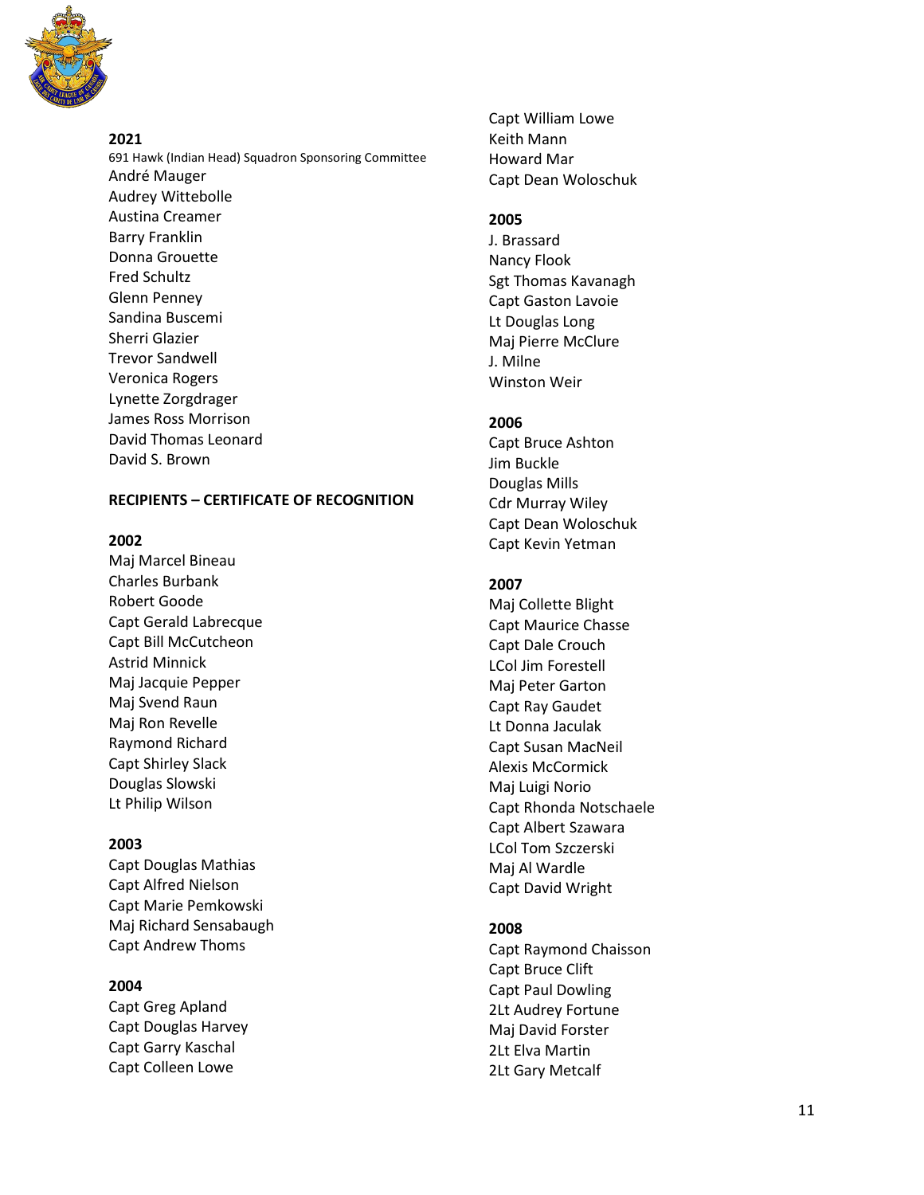**2021**

691 Hawk (Indian Head) Squadron Sponsoring Committee
André Mauger
Audrey Wittebolle
Austina Creamer
Barry Franklin
Donna Grouette
Fred Schultz
Glenn Penney
Sandina Buscemi
Sherri Glazier
Trevor Sandwell
Veronica Rogers
Lynette Zorgdrager
James Ross Morrison
David Thomas Leonard
David S. Brown

**RECIPIENTS – CERTIFICATE OF RECOGNITION**

**2002**

Maj Marcel Bineau
Charles Burbank
Robert Goode
Capt Gerald Labrecque
Capt Bill McCutcheon
Astrid Minnick
Maj Jacquie Pepper
Maj Svend Raun
Maj Ron Revelle
Raymond Richard
Capt Shirley Slack
Douglas Slowski
Lt Philip Wilson

**2003**

Capt Douglas Mathias
Capt Alfred Nielson
Capt Marie Pemkowski
Maj Richard Sensabaugh
Capt Andrew Thoms

**2004**

Capt Greg Apland
Capt Douglas Harvey
Capt Garry Kaschal
Capt Colleen Lowe
Capt William Lowe
Keith Mann
Howard Mar
Capt Dean Woloschuk

**2005**

J. Brassard
Nancy Flook
Sgt Thomas Kavanagh
Capt Gaston Lavoie
Lt Douglas Long
Maj Pierre McClure
J. Milne
Winston Weir

**2006**

Capt Bruce Ashton
Jim Buckle
Douglas Mills
Cdr Murray Wiley
Capt Dean Woloschuk
Capt Kevin Yetman

**2007**

Maj Collette Blight
Capt Maurice Chasse
Capt Dale Crouch
LCol Jim Forestell
Maj Peter Garton
Capt Ray Gaudet
Lt Donna Jaculak
Capt Susan MacNeil
Alexis McCormick
Maj Luigi Norio
Capt Rhonda Notschaele
Capt Albert Szawara
LCol Tom Szczerski
Maj Al Wardle
Capt David Wright

**2008**

Capt Raymond Chaisson
Capt Bruce Clift
Capt Paul Dowling
2Lt Audrey Fortune
Maj David Forster
2Lt Elva Martin
2Lt Gary Metcalf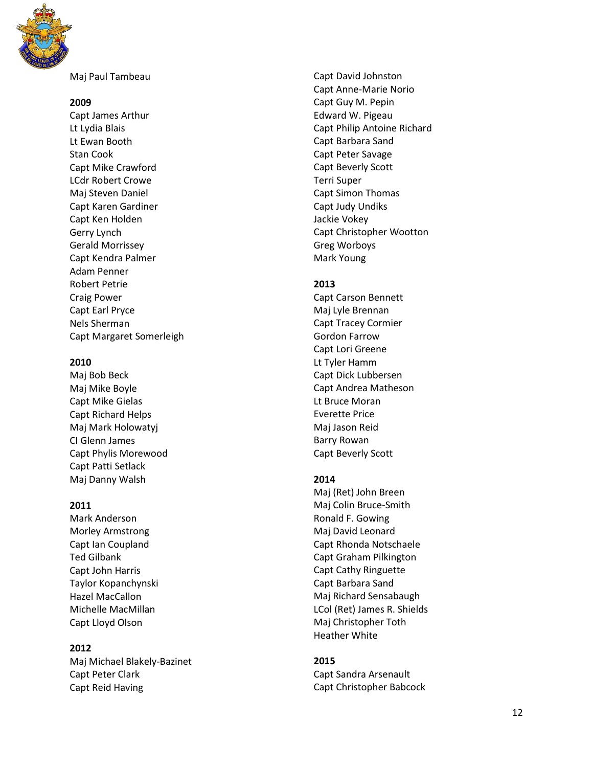Maj Paul Tambeau

**2009**

Capt James Arthur
Lt Lydia Blais
Lt Ewan Booth
Stan Cook
Capt Mike Crawford
LCdr Robert Crowe
Maj Steven Daniel
Capt Karen Gardiner
Capt Ken Holden
Gerry Lynch
Gerald Morrissey
Capt Kendra Palmer
Adam Penner
Robert Petrie
Craig Power
Capt Earl Pryce
Nels Sherman
Capt Margaret Somerleigh

**2010**

Maj Bob Beck
Maj Mike Boyle
Capt Mike Gielas
Capt Richard Helps
Maj Mark Holowatyj
CI Glenn James
Capt Phylis Morewood
Capt Patti Setlack
Maj Danny Walsh

**2011**

Mark Anderson
Morley Armstrong
Capt Ian Coupland
Ted Gilbank
Capt John Harris
Taylor Kopanchynski
Hazel MacCallon
Michelle MacMillan
Capt Lloyd Olson

**2012**

Maj Michael Blakely-Bazinet
Capt Peter Clark
Capt Reid Having
Capt David Johnston
Capt Anne-Marie Norio
Capt Guy M. Pepin
Edward W. Pigeau
Capt Philip Antoine Richard
Capt Barbara Sand
Capt Peter Savage
Capt Beverly Scott
Terri Super
Capt Simon Thomas
Capt Judy Undiks
Jackie Vokey
Capt Christopher Wootton
Greg Worboys
Mark Young

**2013**

Capt Carson Bennett
Maj Lyle Brennan
Capt Tracey Cormier
Gordon Farrow
Capt Lori Greene
Lt Tyler Hamm
Capt Dick Lubbersen
Capt Andrea Matheson
Lt Bruce Moran
Everette Price
Maj Jason Reid
Barry Rowan
Capt Beverly Scott

**2014**

Maj (Ret) John Breen
Maj Colin Bruce-Smith
Ronald F. Gowing
Maj David Leonard
Capt Rhonda Notschaele
Capt Graham Pilkington
Capt Cathy Ringuette
Capt Barbara Sand
Maj Richard Sensabaugh
LCol (Ret) James R. Shields
Maj Christopher Toth
Heather White

**2015**

Capt Sandra Arsenault
Capt Christopher Babcock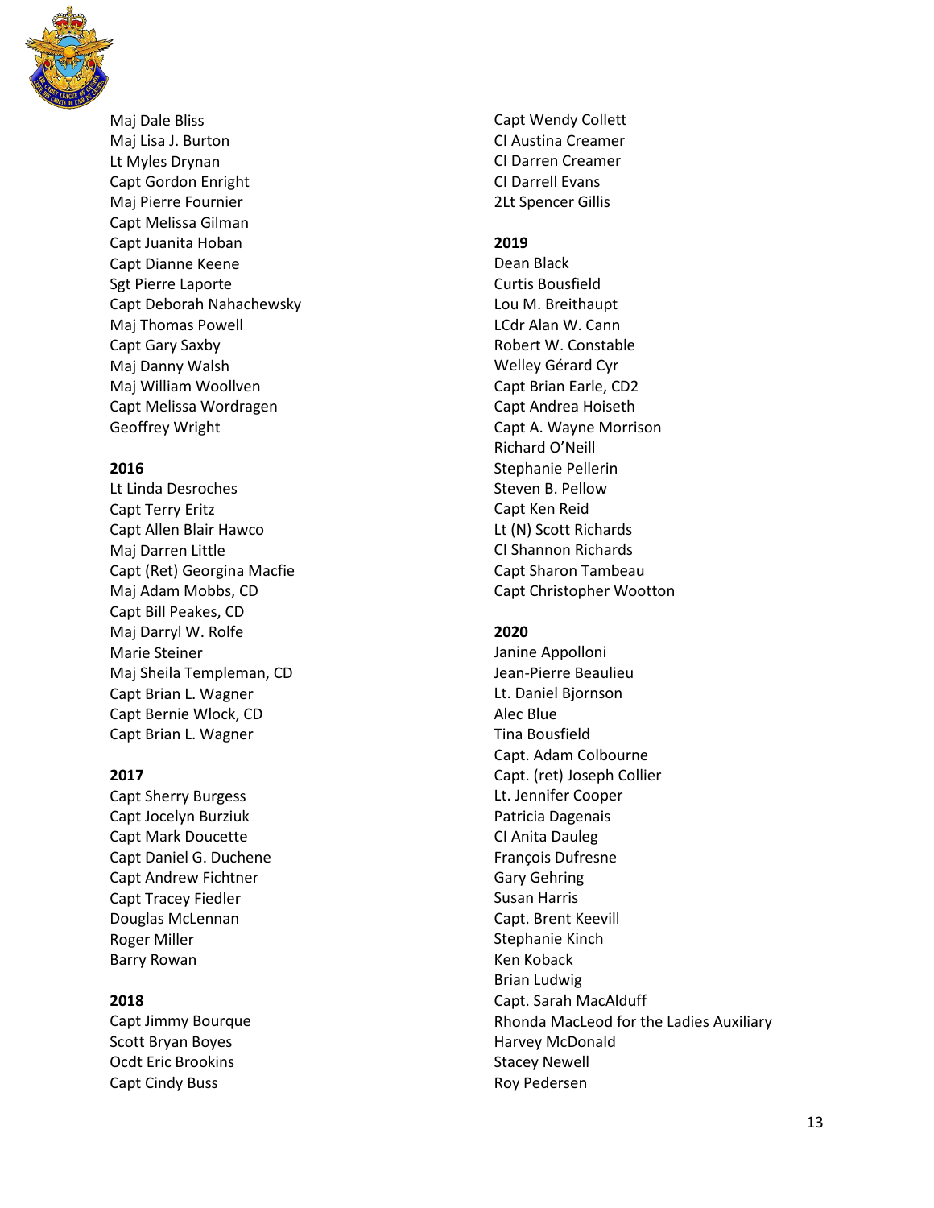Maj Dale Bliss
Maj Lisa J. Burton
Lt Myles Drynan
Capt Gordon Enright
Maj Pierre Fournier
Capt Melissa Gilman
Capt Juanita Hoban
Capt Dianne Keene
Sgt Pierre Laporte
Capt Deborah Nahachewsky
Maj Thomas Powell
Capt Gary Saxby
Maj Danny Walsh
Maj William Woollven
Capt Melissa Wordragen
Geoffrey Wright

**2016**
Lt Linda Desroches
Capt Terry Eritz
Capt Allen Blair Hawco
Maj Darren Little
Capt (Ret) Georgina Macfie
Maj Adam Mobbs, CD
Capt Bill Peakes, CD
Maj Darryl W. Rolfe
Marie Steiner
Maj Sheila Templeman, CD
Capt Brian L. Wagner
Capt Bernie Wlock, CD
Capt Brian L. Wagner

**2017**
Capt Sherry Burgess
Capt Jocelyn Burziuk
Capt Mark Doucette
Capt Daniel G. Duchene
Capt Andrew Fichtner
Capt Tracey Fiedler
Douglas McLennan
Roger Miller
Barry Rowan

**2018**
Capt Jimmy Bourque
Scott Bryan Boyes
Ocdt Eric Brookins
Capt Cindy Buss
Capt Wendy Collett
CI Austina Creamer
CI Darren Creamer
CI Darrell Evans
2Lt Spencer Gillis

**2019**
Dean Black
Curtis Bousfield
Lou M. Breithaupt
LCdr Alan W. Cann
Robert W. Constable
Welley Gérard Cyr
Capt Brian Earle, CD2
Capt Andrea Hoiseth
Capt A. Wayne Morrison
Richard O'Neill
Stephanie Pellerin
Steven B. Pellow
Capt Ken Reid
Lt (N) Scott Richards
CI Shannon Richards
Capt Sharon Tambeau
Capt Christopher Wootton

**2020**
Janine Appolloni
Jean-Pierre Beaulieu
Lt. Daniel Bjornson
Alec Blue
Tina Bousfield
Capt. Adam Colbourne
Capt. (ret) Joseph Collier
Lt. Jennifer Cooper
Patricia Dagenais
CI Anita Dauleg
François Dufresne
Gary Gehring
Susan Harris
Capt. Brent Keevill
Stephanie Kinch
Ken Koback
Brian Ludwig
Capt. Sarah MacAlduff
Rhonda MacLeod for the Ladies Auxiliary
Harvey McDonald
Stacey Newell
Roy Pedersen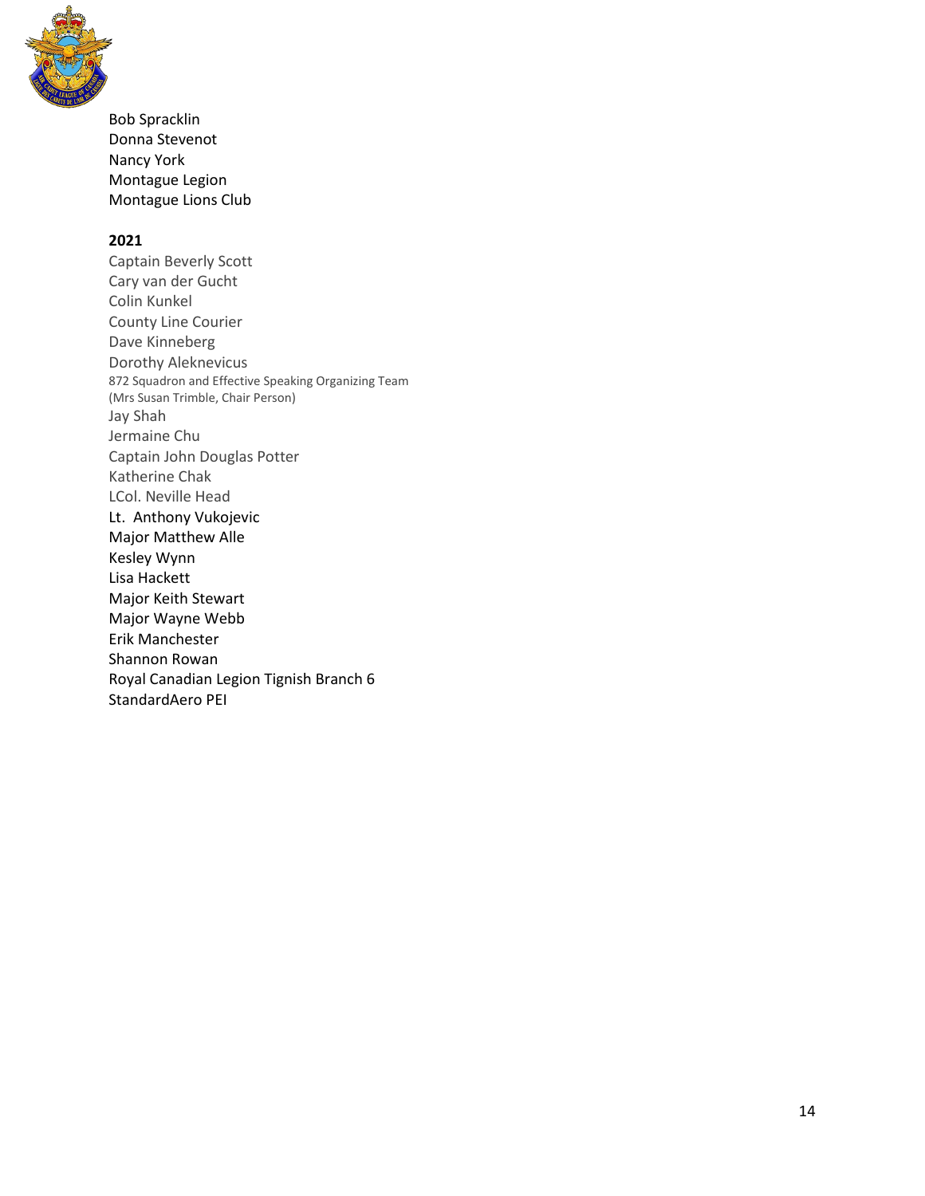Bob Spracklin
Donna Stevenot
Nancy York
Montague Legion
Montague Lions Club

**2021**

Captain Beverly Scott
Cary van der Gucht
Colin Kunkel
County Line Courier
Dave Kinneberg
Dorothy Aleknevicus
872 Squadron and Effective Speaking Organizing Team
(Mrs Susan Trimble, Chair Person)
Jay Shah
Jermaine Chu
Captain John Douglas Potter
Katherine Chak
LCol. Neville Head
Lt. Anthony Vukojevic
Major Matthew Alle
Kesley Wynn
Lisa Hackett
Major Keith Stewart
Major Wayne Webb
Erik Manchester
Shannon Rowan
Royal Canadian Legion Tignish Branch 6
StandardAero PEI